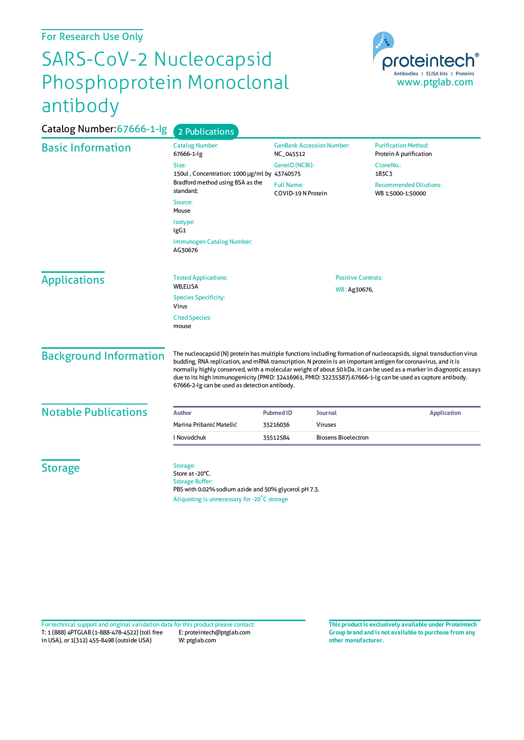For Research Use Only

# SARS-CoV-2 Nucleocapsid Phosphoprotein Monoclonal antibody

proteintech®
Antibodies | ELISA kits | Proteins
www.ptglab.com

Catalog Number: 67666-1-Ig    2 Publications

## Basic Information

Catalog Number:
67666-1-Ig

Size:
150ul , Concentration: 1000 μg/ml by Bradford method using BSA as the standard;

Source:
Mouse

Isotype:
IgG1

Immunogen Catalog Number:
AG30676

GenBank Accession Number:
NC_045512

GeneID (NCBI):
43740575

Full Name:
COVID-19 N Protein

Purification Method:
Protein A purification

CloneNo.:
1B3C3

Recommended Dilutions:
WB 1:5000-1:50000

## Applications

Tested Applications:
WB,ELISA

Species Specificity:
Virus

Cited Species:
mouse

Positive Controls:
WB : Ag30676,

## Background Information

The nucleocapsid (N) protein has multiple functions including formation of nucleocapsids, signal transduction virus budding, RNA replication, and mRNA transcription. N protein is an important antigen for coronavirus, and it is normally highly conserved, with a molecular weight of about 50 kDa. it can be used as a marker in diagnostic assays due to its high immunogenicity (PMID: 32416961, PMID: 32235387).67666-1-Ig can be used as capture antibody. 67666-2-Ig can be used as detection antibody.

## Notable Publications

| Author | Pubmed ID | Journal | Application |
|---|---|---|---|
| Marina Pribanić Matešić | 35216036 | Viruses | |
| I Novodchuk | 35512584 | Biosens Bioelectron | |

## Storage

Storage:
Store at -20°C.
Storage Buffer:
PBS with 0.02% sodium azide and 50% glycerol pH 7.3.
Aliquoting is unnecessary for -20°C storage

For technical support and original validation data for this product please contact:
T: 1 (888) 4PTGLAB (1-888-478-4522) (toll free in USA), or 1(312) 455-8498 (outside USA)
E: proteintech@ptglab.com
W: ptglab.com

**This product is exclusively available under Proteintech Group brand and is not available to purchase from any other manufacturer.**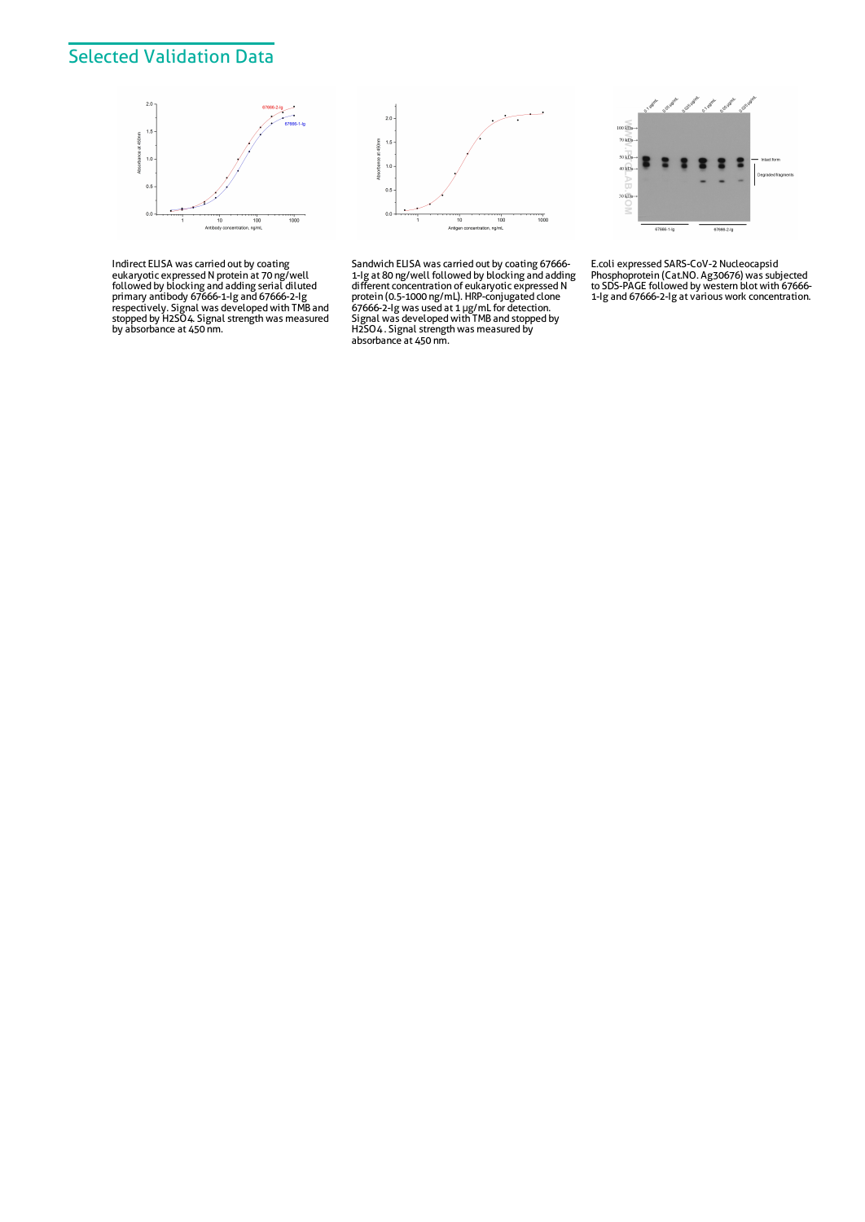## Selected Validation Data

67666-2-Ig
67666-1-Ig
2.0
1.5
1.0
0.5
0.0
Absorbance at 450nm
1
10
100
1000
Antibody concentration, ng/mL

Indirect ELISA was carried out by coating eukaryotic expressed N protein at 70 ng/well followed by blocking and adding serial diluted primary antibody 67666-1-Ig and 67666-2-Ig respectively. Signal was developed with TMB and stopped by H2SO4. Signal strength was measured by absorbance at 450 nm.

2.0
1.5
1.0
0.5
0.0
Absorbance at 450nm
1
10
100
1000
Antigen concentration, ng/mL

Sandwich ELISA was carried out by coating 67666-1-Ig at 80 ng/well followed by blocking and adding different concentration of eukaryotic expressed N protein (0.5-1000 ng/mL). HRP-conjugated clone 67666-2-Ig was used at 1 μg/mL for detection. Signal was developed with TMB and stopped by H2SO4 . Signal strength was measured by absorbance at 450 nm.

0.1 μg/mL
0.05 μg/mL
0.025 μg/mL
0.1 μg/mL
0.05 μg/mL
0.025 μg/mL
100 kDa
70 kDa
50 kDa
40 kDa
30 kDa
Intact form
Degraded fragments
67666-1-Ig
67666-2-Ig
WWW.PTGLAB.COM

E.coli expressed SARS-CoV-2 Nucleocapsid Phosphoprotein (Cat.NO. Ag30676) was subjected to SDS-PAGE followed by western blot with 67666-1-Ig and 67666-2-Ig at various work concentration.